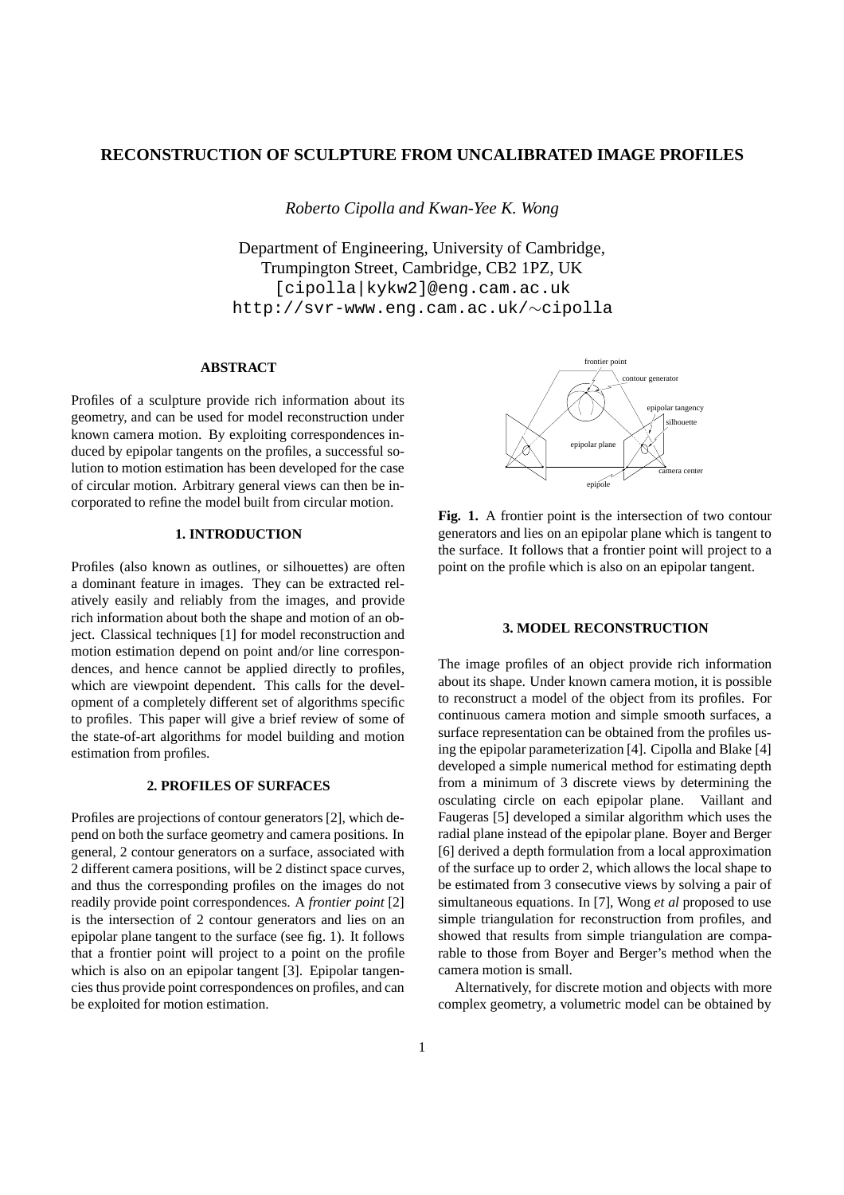# RECONSTRUCTION OF SCULPTURE FROM UNCALIBRATED IMAGE PROFILES

*Roberto Cipolla and Kwan-Yee K. Wong*

Department of Engineering, University of Cambridge,
Trumpington Street, Cambridge, CB2 1PZ, UK
[cipolla|kykw2]@eng.cam.ac.uk
http://svr-www.eng.cam.ac.uk/∼cipolla

## ABSTRACT

Profiles of a sculpture provide rich information about its geometry, and can be used for model reconstruction under known camera motion. By exploiting correspondences induced by epipolar tangents on the profiles, a successful solution to motion estimation has been developed for the case of circular motion. Arbitrary general views can then be incorporated to refine the model built from circular motion.

## 1. INTRODUCTION

Profiles (also known as outlines, or silhouettes) are often a dominant feature in images. They can be extracted relatively easily and reliably from the images, and provide rich information about both the shape and motion of an object. Classical techniques [1] for model reconstruction and motion estimation depend on point and/or line correspondences, and hence cannot be applied directly to profiles, which are viewpoint dependent. This calls for the development of a completely different set of algorithms specific to profiles. This paper will give a brief review of some of the state-of-art algorithms for model building and motion estimation from profiles.

## 2. PROFILES OF SURFACES

Profiles are projections of contour generators [2], which depend on both the surface geometry and camera positions. In general, 2 contour generators on a surface, associated with 2 different camera positions, will be 2 distinct space curves, and thus the corresponding profiles on the images do not readily provide point correspondences. A *frontier point* [2] is the intersection of 2 contour generators and lies on an epipolar plane tangent to the surface (see fig. 1). It follows that a frontier point will project to a point on the profile which is also on an epipolar tangent [3]. Epipolar tangencies thus provide point correspondences on profiles, and can be exploited for motion estimation.

**Fig. 1.** A frontier point is the intersection of two contour generators and lies on an epipolar plane which is tangent to the surface. It follows that a frontier point will project to a point on the profile which is also on an epipolar tangent.

## 3. MODEL RECONSTRUCTION

The image profiles of an object provide rich information about its shape. Under known camera motion, it is possible to reconstruct a model of the object from its profiles. For continuous camera motion and simple smooth surfaces, a surface representation can be obtained from the profiles using the epipolar parameterization [4]. Cipolla and Blake [4] developed a simple numerical method for estimating depth from a minimum of 3 discrete views by determining the osculating circle on each epipolar plane. Vaillant and Faugeras [5] developed a similar algorithm which uses the radial plane instead of the epipolar plane. Boyer and Berger [6] derived a depth formulation from a local approximation of the surface up to order 2, which allows the local shape to be estimated from 3 consecutive views by solving a pair of simultaneous equations. In [7], Wong *et al* proposed to use simple triangulation for reconstruction from profiles, and showed that results from simple triangulation are comparable to those from Boyer and Berger's method when the camera motion is small.

Alternatively, for discrete motion and objects with more complex geometry, a volumetric model can be obtained by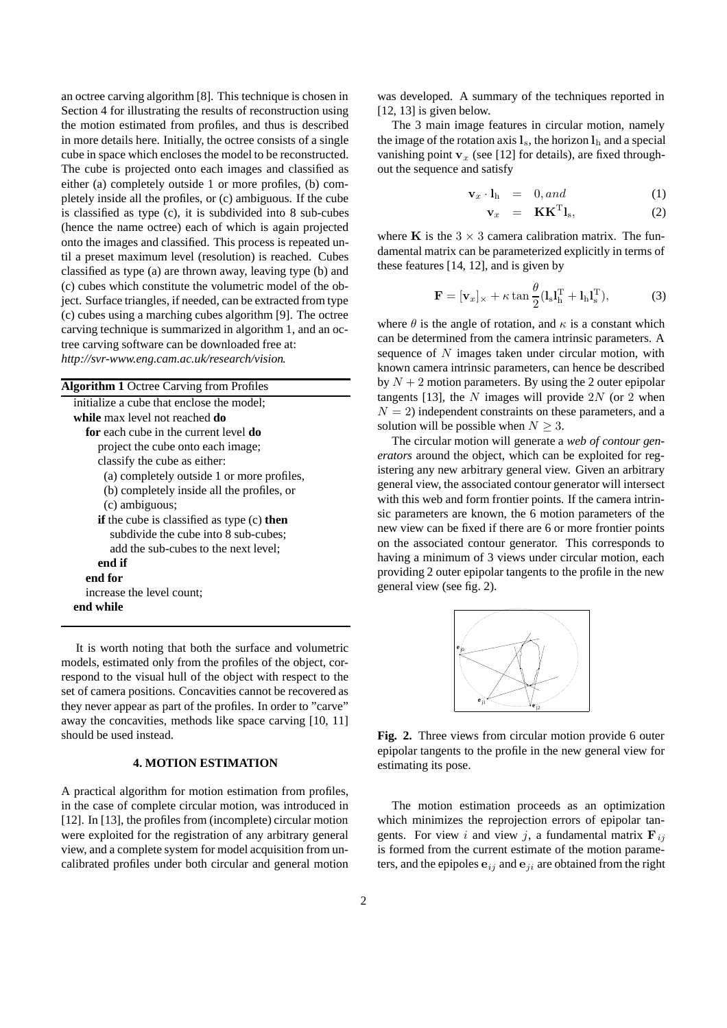an octree carving algorithm [8]. This technique is chosen in Section 4 for illustrating the results of reconstruction using the motion estimated from profiles, and thus is described in more details here. Initially, the octree consists of a single cube in space which encloses the model to be reconstructed. The cube is projected onto each images and classified as either (a) completely outside 1 or more profiles, (b) completely inside all the profiles, or (c) ambiguous. If the cube is classified as type (c), it is subdivided into 8 sub-cubes (hence the name octree) each of which is again projected onto the images and classified. This process is repeated until a preset maximum level (resolution) is reached. Cubes classified as type (a) are thrown away, leaving type (b) and (c) cubes which constitute the volumetric model of the object. Surface triangles, if needed, can be extracted from type (c) cubes using a marching cubes algorithm [9]. The octree carving technique is summarized in algorithm 1, and an octree carving software can be downloaded free at:
*http://svr-www.eng.cam.ac.uk/research/vision*.

**Algorithm 1** Octree Carving from Profiles

```
initialize a cube that enclose the model;
while max level not reached do
  for each cube in the current level do
    project the cube onto each image;
    classify the cube as either:
      (a) completely outside 1 or more profiles,
      (b) completely inside all the profiles, or
      (c) ambiguous;
    if the cube is classified as type (c) then
      subdivide the cube into 8 sub-cubes;
      add the sub-cubes to the next level;
    end if
  end for
  increase the level count;
end while
```

It is worth noting that both the surface and volumetric models, estimated only from the profiles of the object, correspond to the visual hull of the object with respect to the set of camera positions. Concavities cannot be recovered as they never appear as part of the profiles. In order to "carve" away the concavities, methods like space carving [10, 11] should be used instead.

## 4. MOTION ESTIMATION

A practical algorithm for motion estimation from profiles, in the case of complete circular motion, was introduced in [12]. In [13], the profiles from (incomplete) circular motion were exploited for the registration of any arbitrary general view, and a complete system for model acquisition from uncalibrated profiles under both circular and general motion was developed. A summary of the techniques reported in [12, 13] is given below.

The 3 main image features in circular motion, namely the image of the rotation axis $\mathbf{l}_\mathrm{s}$, the horizon $\mathbf{l}_\mathrm{h}$ and a special vanishing point $\mathbf{v}_x$ (see [12] for details), are fixed throughout the sequence and satisfy

$$\mathbf{v}_x \cdot \mathbf{l}_\mathrm{h} = 0, and \quad (1)$$

$$\mathbf{v}_x = \mathbf{K}\mathbf{K}^\mathrm{T}\mathbf{l}_\mathrm{s}, \quad (2)$$

where $\mathbf{K}$ is the $3 \times 3$ camera calibration matrix. The fundamental matrix can be parameterized explicitly in terms of these features [14, 12], and is given by

$$\mathbf{F} = [\mathbf{v}_x]_\times + \kappa \tan\frac{\theta}{2}(\mathbf{l}_\mathrm{s}\mathbf{l}_\mathrm{h}^\mathrm{T} + \mathbf{l}_\mathrm{h}\mathbf{l}_\mathrm{s}^\mathrm{T}), \quad (3)$$

where $\theta$ is the angle of rotation, and $\kappa$ is a constant which can be determined from the camera intrinsic parameters. A sequence of $N$ images taken under circular motion, with known camera intrinsic parameters, can hence be described by $N + 2$ motion parameters. By using the 2 outer epipolar tangents [13], the $N$ images will provide $2N$ (or 2 when $N = 2$) independent constraints on these parameters, and a solution will be possible when $N \geq 3$.

The circular motion will generate a *web of contour generators* around the object, which can be exploited for registering any new arbitrary general view. Given an arbitrary general view, the associated contour generator will intersect with this web and form frontier points. If the camera intrinsic parameters are known, the 6 motion parameters of the new view can be fixed if there are 6 or more frontier points on the associated contour generator. This corresponds to having a minimum of 3 views under circular motion, each providing 2 outer epipolar tangents to the profile in the new general view (see fig. 2).

**Fig. 2.** Three views from circular motion provide 6 outer epipolar tangents to the profile in the new general view for estimating its pose.

The motion estimation proceeds as an optimization which minimizes the reprojection errors of epipolar tangents. For view $i$ and view $j$, a fundamental matrix $\mathbf{F}_{ij}$ is formed from the current estimate of the motion parameters, and the epipoles $\mathbf{e}_{ij}$ and $\mathbf{e}_{ji}$ are obtained from the right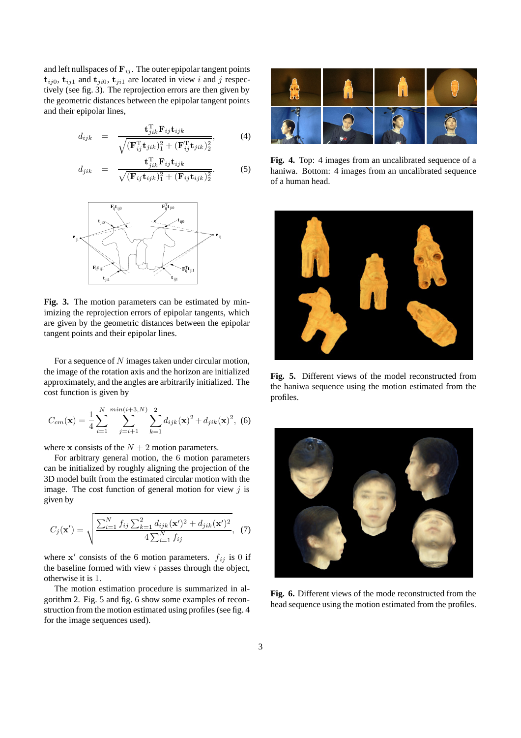and left nullspaces of $\mathbf{F}_{ij}$. The outer epipolar tangent points $\mathbf{t}_{ij0}$, $\mathbf{t}_{ij1}$ and $\mathbf{t}_{ji0}$, $\mathbf{t}_{ji1}$ are located in view $i$ and $j$ respectively (see fig. 3). The reprojection errors are then given by the geometric distances between the epipolar tangent points and their epipolar lines,

$$d_{ijk} = \frac{\mathbf{t}_{jik}^{\mathrm{T}} \mathbf{F}_{ij} \mathbf{t}_{ijk}}{\sqrt{(\mathbf{F}_{ij}^{\mathrm{T}} \mathbf{t}_{jik})_1^2 + (\mathbf{F}_{ij}^{\mathrm{T}} \mathbf{t}_{jik})_2^2}}, \quad (4)$$

$$d_{jik} = \frac{\mathbf{t}_{jik}^{\mathrm{T}} \mathbf{F}_{ij} \mathbf{t}_{ijk}}{\sqrt{(\mathbf{F}_{ij} \mathbf{t}_{ijk})_1^2 + (\mathbf{F}_{ij} \mathbf{t}_{ijk})_2^2}}. \quad (5)$$

**Fig. 3.** The motion parameters can be estimated by minimizing the reprojection errors of epipolar tangents, which are given by the geometric distances between the epipolar tangent points and their epipolar lines.

For a sequence of $N$ images taken under circular motion, the image of the rotation axis and the horizon are initialized approximately, and the angles are arbitrarily initialized. The cost function is given by

$$C_{cm}(\mathbf{x}) = \frac{1}{4} \sum_{i=1}^{N} \sum_{j=i+1}^{min(i+3,N)} \sum_{k=1}^{2} d_{ijk}(\mathbf{x})^2 + d_{jik}(\mathbf{x})^2, \quad (6)$$

where $\mathbf{x}$ consists of the $N+2$ motion parameters.

For arbitrary general motion, the 6 motion parameters can be initialized by roughly aligning the projection of the 3D model built from the estimated circular motion with the image. The cost function of general motion for view $j$ is given by

$$C_j(\mathbf{x}') = \sqrt{\frac{\sum_{i=1}^{N} f_{ij} \sum_{k=1}^{2} d_{ijk}(\mathbf{x}')^2 + d_{jik}(\mathbf{x}')^2}{4 \sum_{i=1}^{N} f_{ij}}}, \quad (7)$$

where $\mathbf{x}'$ consists of the 6 motion parameters. $f_{ij}$ is 0 if the baseline formed with view $i$ passes through the object, otherwise it is 1.

The motion estimation procedure is summarized in algorithm 2. Fig. 5 and fig. 6 show some examples of reconstruction from the motion estimated using profiles (see fig. 4 for the image sequences used).

**Fig. 4.** Top: 4 images from an uncalibrated sequence of a haniwa. Bottom: 4 images from an uncalibrated sequence of a human head.

**Fig. 5.** Different views of the model reconstructed from the haniwa sequence using the motion estimated from the profiles.

**Fig. 6.** Different views of the mode reconstructed from the head sequence using the motion estimated from the profiles.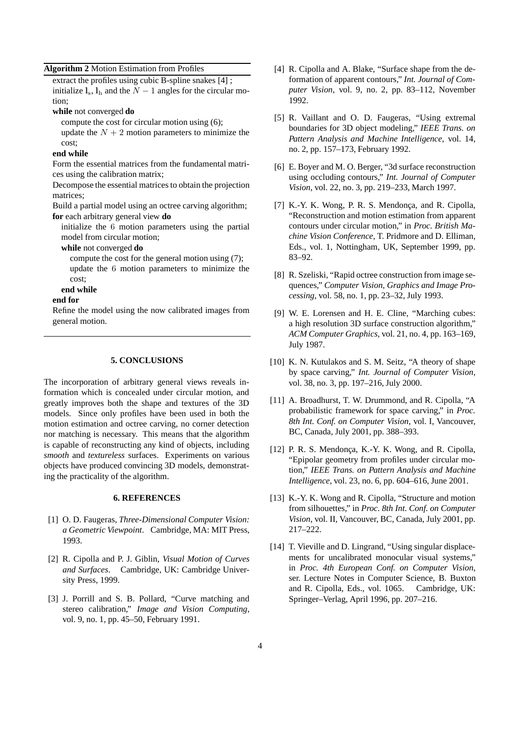**Algorithm 2** Motion Estimation from Profiles

extract the profiles using cubic B-spline snakes [4] ;
initialize $\mathbf{l}_s$, $\mathbf{l}_h$ and the $N-1$ angles for the circular motion;
**while** not converged **do**
  compute the cost for circular motion using (6);
  update the $N+2$ motion parameters to minimize the cost;
**end while**
Form the essential matrices from the fundamental matrices using the calibration matrix;
Decompose the essential matrices to obtain the projection matrices;
Build a partial model using an octree carving algorithm;
**for** each arbitrary general view **do**
  initialize the 6 motion parameters using the partial model from circular motion;
  **while** not converged **do**
    compute the cost for the general motion using (7);
    update the 6 motion parameters to minimize the cost;
  **end while**
**end for**
Refine the model using the now calibrated images from general motion.

## 5. CONCLUSIONS

The incorporation of arbitrary general views reveals information which is concealed under circular motion, and greatly improves both the shape and textures of the 3D models. Since only profiles have been used in both the motion estimation and octree carving, no corner detection nor matching is necessary. This means that the algorithm is capable of reconstructing any kind of objects, including *smooth* and *textureless* surfaces. Experiments on various objects have produced convincing 3D models, demonstrating the practicality of the algorithm.

## 6. REFERENCES

[1] O. D. Faugeras, *Three-Dimensional Computer Vision: a Geometric Viewpoint*. Cambridge, MA: MIT Press, 1993.

[2] R. Cipolla and P. J. Giblin, *Visual Motion of Curves and Surfaces*. Cambridge, UK: Cambridge University Press, 1999.

[3] J. Porrill and S. B. Pollard, "Curve matching and stereo calibration," *Image and Vision Computing*, vol. 9, no. 1, pp. 45–50, February 1991.

[4] R. Cipolla and A. Blake, "Surface shape from the deformation of apparent contours," *Int. Journal of Computer Vision*, vol. 9, no. 2, pp. 83–112, November 1992.

[5] R. Vaillant and O. D. Faugeras, "Using extremal boundaries for 3D object modeling," *IEEE Trans. on Pattern Analysis and Machine Intelligence*, vol. 14, no. 2, pp. 157–173, February 1992.

[6] E. Boyer and M. O. Berger, "3d surface reconstruction using occluding contours," *Int. Journal of Computer Vision*, vol. 22, no. 3, pp. 219–233, March 1997.

[7] K.-Y. K. Wong, P. R. S. Mendonça, and R. Cipolla, "Reconstruction and motion estimation from apparent contours under circular motion," in *Proc. British Machine Vision Conference*, T. Pridmore and D. Elliman, Eds., vol. 1, Nottingham, UK, September 1999, pp. 83–92.

[8] R. Szeliski, "Rapid octree construction from image sequences," *Computer Vision, Graphics and Image Processing*, vol. 58, no. 1, pp. 23–32, July 1993.

[9] W. E. Lorensen and H. E. Cline, "Marching cubes: a high resolution 3D surface construction algorithm," *ACM Computer Graphics*, vol. 21, no. 4, pp. 163–169, July 1987.

[10] K. N. Kutulakos and S. M. Seitz, "A theory of shape by space carving," *Int. Journal of Computer Vision*, vol. 38, no. 3, pp. 197–216, July 2000.

[11] A. Broadhurst, T. W. Drummond, and R. Cipolla, "A probabilistic framework for space carving," in *Proc. 8th Int. Conf. on Computer Vision*, vol. I, Vancouver, BC, Canada, July 2001, pp. 388–393.

[12] P. R. S. Mendonça, K.-Y. K. Wong, and R. Cipolla, "Epipolar geometry from profiles under circular motion," *IEEE Trans. on Pattern Analysis and Machine Intelligence*, vol. 23, no. 6, pp. 604–616, June 2001.

[13] K.-Y. K. Wong and R. Cipolla, "Structure and motion from silhouettes," in *Proc. 8th Int. Conf. on Computer Vision*, vol. II, Vancouver, BC, Canada, July 2001, pp. 217–222.

[14] T. Vieville and D. Lingrand, "Using singular displacements for uncalibrated monocular visual systems," in *Proc. 4th European Conf. on Computer Vision*, ser. Lecture Notes in Computer Science, B. Buxton and R. Cipolla, Eds., vol. 1065. Cambridge, UK: Springer–Verlag, April 1996, pp. 207–216.